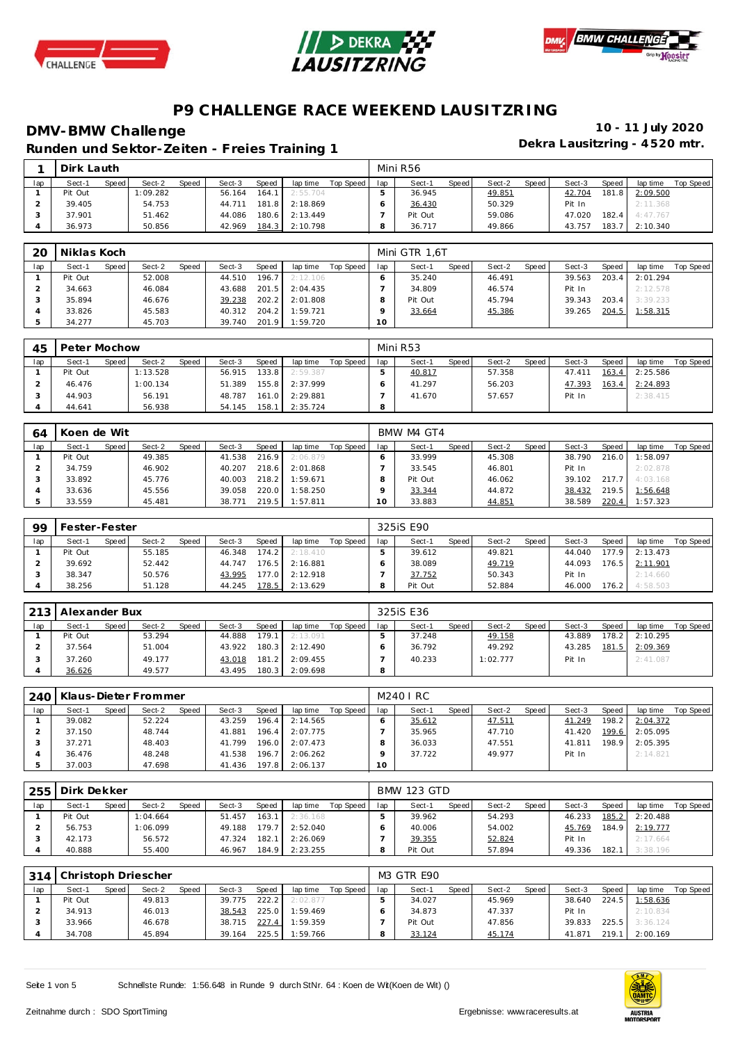# P9 CHALLENGE RACE WEEKEND LAUSITZRING

## DMV-BMW Challenge

**10 - 11 July 2020**

### Runden und Sektor-Zeiten - Freies Training 1

**Dekra Lausitzring - 4520 mtr.**

| 1 | Dirk Lauth | | | | | | | | Mini R56 | | | | | | | | |
|---|---|---|---|---|---|---|---|---|---|---|---|---|---|---|---|---|---|
| lap | Sect-1 | Speed | Sect-2 | Speed | Sect-3 | Speed | lap time | Top Speed | lap | Sect-1 | Speed | Sect-2 | Speed | Sect-3 | Speed | lap time | Top Speed |
| 1 | Pit Out | | 1:09.282 | | 56.164 | 164.1 | 2:55.704 | | 5 | 36.945 | | 49.851 | | 42.704 | 181.8 | 2:09.500 | |
| 2 | 39.405 | | 54.753 | | 44.711 | 181.8 | 2:18.869 | | 6 | 36.430 | | 50.329 | | Pit In | | 2:11.368 | |
| 3 | 37.901 | | 51.462 | | 44.086 | 180.6 | 2:13.449 | | 7 | Pit Out | | 59.086 | | 47.020 | 182.4 | 4:47.767 | |
| 4 | 36.973 | | 50.856 | | 42.969 | 184.3 | 2:10.798 | | 8 | 36.717 | | 49.866 | | 43.757 | 183.7 | 2:10.340 | |

| 20 | Niklas Koch | | | | | | | | Mini GTR 1,6T | | | | | | | | |
|---|---|---|---|---|---|---|---|---|---|---|---|---|---|---|---|---|---|
| lap | Sect-1 | Speed | Sect-2 | Speed | Sect-3 | Speed | lap time | Top Speed | lap | Sect-1 | Speed | Sect-2 | Speed | Sect-3 | Speed | lap time | Top Speed |
| 1 | Pit Out | | 52.008 | | 44.510 | 196.7 | 2:12.106 | | 6 | 35.240 | | 46.491 | | 39.563 | 203.4 | 2:01.294 | |
| 2 | 34.663 | | 46.084 | | 43.688 | 201.5 | 2:04.435 | | 7 | 34.809 | | 46.574 | | Pit In | | 2:12.578 | |
| 3 | 35.894 | | 46.676 | | 39.238 | 202.2 | 2:01.808 | | 8 | Pit Out | | 45.794 | | 39.343 | 203.4 | 3:39.233 | |
| 4 | 33.826 | | 45.583 | | 40.312 | 204.2 | 1:59.721 | | 9 | 33.664 | | 45.386 | | 39.265 | 204.5 | 1:58.315 | |
| 5 | 34.277 | | 45.703 | | 39.740 | 201.9 | 1:59.720 | | 10 | | | | | | | | |

| 45 | Peter Mochow | | | | | | | | Mini R53 | | | | | | | | |
|---|---|---|---|---|---|---|---|---|---|---|---|---|---|---|---|---|---|
| lap | Sect-1 | Speed | Sect-2 | Speed | Sect-3 | Speed | lap time | Top Speed | lap | Sect-1 | Speed | Sect-2 | Speed | Sect-3 | Speed | lap time | Top Speed |
| 1 | Pit Out | | 1:13.528 | | 56.915 | 133.8 | 2:59.387 | | 5 | 40.817 | | 57.358 | | 47.411 | 163.4 | 2:25.586 | |
| 2 | 46.476 | | 1:00.134 | | 51.389 | 155.8 | 2:37.999 | | 6 | 41.297 | | 56.203 | | 47.393 | 163.4 | 2:24.893 | |
| 3 | 44.903 | | 56.191 | | 48.787 | 161.0 | 2:29.881 | | 7 | 41.670 | | 57.657 | | Pit In | | 2:38.415 | |
| 4 | 44.641 | | 56.938 | | 54.145 | 158.1 | 2:35.724 | | 8 | | | | | | | | |

| 64 | Koen de Wit | | | | | | | | BMW M4 GT4 | | | | | | | | |
|---|---|---|---|---|---|---|---|---|---|---|---|---|---|---|---|---|---|
| lap | Sect-1 | Speed | Sect-2 | Speed | Sect-3 | Speed | lap time | Top Speed | lap | Sect-1 | Speed | Sect-2 | Speed | Sect-3 | Speed | lap time | Top Speed |
| 1 | Pit Out | | 49.385 | | 41.538 | 216.9 | 2:06.879 | | 6 | 33.999 | | 45.308 | | 38.790 | 216.0 | 1:58.097 | |
| 2 | 34.759 | | 46.902 | | 40.207 | 218.6 | 2:01.868 | | 7 | 33.545 | | 46.801 | | Pit In | | 2:02.878 | |
| 3 | 33.892 | | 45.776 | | 40.003 | 218.2 | 1:59.671 | | 8 | Pit Out | | 46.062 | | 39.102 | 217.7 | 4:03.168 | |
| 4 | 33.636 | | 45.556 | | 39.058 | 220.0 | 1:58.250 | | 9 | 33.344 | | 44.872 | | 38.432 | 219.5 | 1:56.648 | |
| 5 | 33.559 | | 45.481 | | 38.771 | 219.5 | 1:57.811 | | 10 | 33.883 | | 44.851 | | 38.589 | 220.4 | 1:57.323 | |

| 99 | Fester-Fester | | | | | | | | 325iS E90 | | | | | | | | |
|---|---|---|---|---|---|---|---|---|---|---|---|---|---|---|---|---|---|
| lap | Sect-1 | Speed | Sect-2 | Speed | Sect-3 | Speed | lap time | Top Speed | lap | Sect-1 | Speed | Sect-2 | Speed | Sect-3 | Speed | lap time | Top Speed |
| 1 | Pit Out | | 55.185 | | 46.348 | 174.2 | 2:18.410 | | 5 | 39.612 | | 49.821 | | 44.040 | 177.9 | 2:13.473 | |
| 2 | 39.692 | | 52.442 | | 44.747 | 176.5 | 2:16.881 | | 6 | 38.089 | | 49.719 | | 44.093 | 176.5 | 2:11.901 | |
| 3 | 38.347 | | 50.576 | | 43.995 | 177.0 | 2:12.918 | | 7 | 37.752 | | 50.343 | | Pit In | | 2:14.660 | |
| 4 | 38.256 | | 51.128 | | 44.245 | 178.5 | 2:13.629 | | 8 | Pit Out | | 52.884 | | 46.000 | 176.2 | 4:58.503 | |

| 213 | Alexander Bux | | | | | | | | 325iS E36 | | | | | | | | |
|---|---|---|---|---|---|---|---|---|---|---|---|---|---|---|---|---|---|
| lap | Sect-1 | Speed | Sect-2 | Speed | Sect-3 | Speed | lap time | Top Speed | lap | Sect-1 | Speed | Sect-2 | Speed | Sect-3 | Speed | lap time | Top Speed |
| 1 | Pit Out | | 53.294 | | 44.888 | 179.1 | 2:13.091 | | 5 | 37.248 | | 49.158 | | 43.889 | 178.2 | 2:10.295 | |
| 2 | 37.564 | | 51.004 | | 43.922 | 180.3 | 2:12.490 | | 6 | 36.792 | | 49.292 | | 43.285 | 181.5 | 2:09.369 | |
| 3 | 37.260 | | 49.177 | | 43.018 | 181.2 | 2:09.455 | | 7 | 40.233 | | 1:02.777 | | Pit In | | 2:41.087 | |
| 4 | 36.626 | | 49.577 | | 43.495 | 180.3 | 2:09.698 | | 8 | | | | | | | | |

| 240 | Klaus-Dieter Frommer | | | | | | | | M240 I RC | | | | | | | | |
|---|---|---|---|---|---|---|---|---|---|---|---|---|---|---|---|---|---|
| lap | Sect-1 | Speed | Sect-2 | Speed | Sect-3 | Speed | lap time | Top Speed | lap | Sect-1 | Speed | Sect-2 | Speed | Sect-3 | Speed | lap time | Top Speed |
| 1 | 39.082 | | 52.224 | | 43.259 | 196.4 | 2:14.565 | | 6 | 35.612 | | 47.511 | | 41.249 | 198.2 | 2:04.372 | |
| 2 | 37.150 | | 48.744 | | 41.881 | 196.4 | 2:07.775 | | 7 | 35.965 | | 47.710 | | 41.420 | 199.6 | 2:05.095 | |
| 3 | 37.271 | | 48.403 | | 41.799 | 196.0 | 2:07.473 | | 8 | 36.033 | | 47.551 | | 41.811 | 198.9 | 2:05.395 | |
| 4 | 36.476 | | 48.248 | | 41.538 | 196.7 | 2:06.262 | | 9 | 37.722 | | 49.977 | | Pit In | | 2:14.821 | |
| 5 | 37.003 | | 47.698 | | 41.436 | 197.8 | 2:06.137 | | 10 | | | | | | | | |

| 255 | Dirk Dekker | | | | | | | | BMW 123 GTD | | | | | | | | |
|---|---|---|---|---|---|---|---|---|---|---|---|---|---|---|---|---|---|
| lap | Sect-1 | Speed | Sect-2 | Speed | Sect-3 | Speed | lap time | Top Speed | lap | Sect-1 | Speed | Sect-2 | Speed | Sect-3 | Speed | lap time | Top Speed |
| 1 | Pit Out | | 1:04.664 | | 51.457 | 163.1 | 2:36.168 | | 5 | 39.962 | | 54.293 | | 46.233 | 185.2 | 2:20.488 | |
| 2 | 56.753 | | 1:06.099 | | 49.188 | 179.7 | 2:52.040 | | 6 | 40.006 | | 54.002 | | 45.769 | 184.9 | 2:19.777 | |
| 3 | 42.173 | | 56.572 | | 47.324 | 182.1 | 2:26.069 | | 7 | 39.355 | | 52.824 | | Pit In | | 2:17.664 | |
| 4 | 40.888 | | 55.400 | | 46.967 | 184.9 | 2:23.255 | | 8 | Pit Out | | 57.894 | | 49.336 | 182.1 | 3:38.196 | |

| 314 | Christoph Driescher | | | | | | | | M3 GTR E90 | | | | | | | | |
|---|---|---|---|---|---|---|---|---|---|---|---|---|---|---|---|---|---|
| lap | Sect-1 | Speed | Sect-2 | Speed | Sect-3 | Speed | lap time | Top Speed | lap | Sect-1 | Speed | Sect-2 | Speed | Sect-3 | Speed | lap time | Top Speed |
| 1 | Pit Out | | 49.813 | | 39.775 | 222.2 | 2:02.877 | | 5 | 34.027 | | 45.969 | | 38.640 | 224.5 | 1:58.636 | |
| 2 | 34.913 | | 46.013 | | 38.543 | 225.0 | 1:59.469 | | 6 | 34.873 | | 47.337 | | Pit In | | 2:10.834 | |
| 3 | 33.966 | | 46.678 | | 38.715 | 227.4 | 1:59.359 | | 7 | Pit Out | | 47.856 | | 39.833 | 225.5 | 3:36.124 | |
| 4 | 34.708 | | 45.894 | | 39.164 | 225.5 | 1:59.766 | | 8 | 33.124 | | 45.174 | | 41.871 | 219.1 | 2:00.169 | |

Schnellste Runde: 1:56.648 in Runde 9 durch StNr. 64 : Koen de Wit(Koen de Wit) ()

Zeitnahme durch : SDO SportTiming

Ergebnisse: www.raceresults.at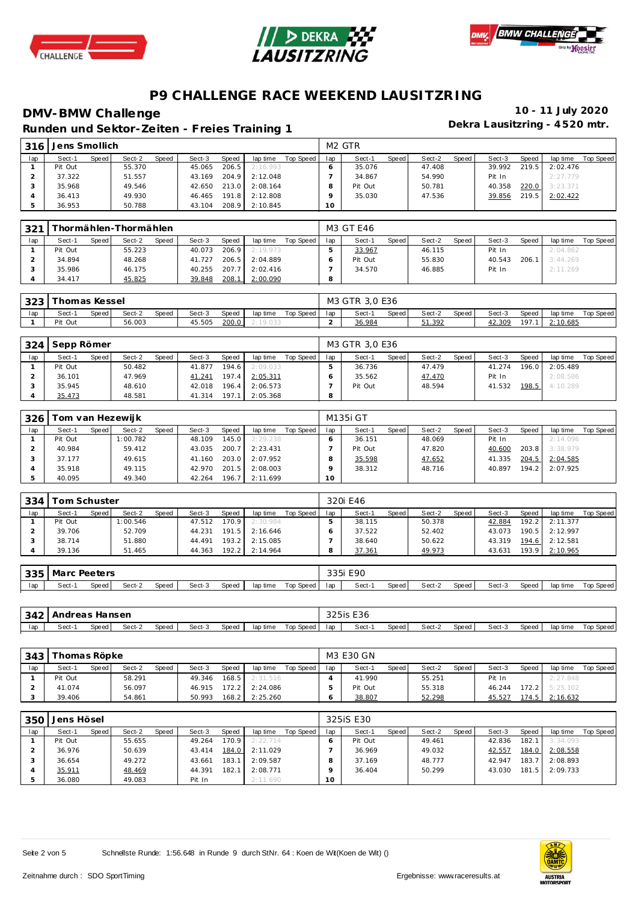# P9 CHALLENGE RACE WEEKEND LAUSITZRING

## DMV-BMW Challenge

**10 - 11 July 2020**

### Runden und Sektor-Zeiten - Freies Training 1

**Dekra Lausitzring - 4520 mtr.**

| 316 | Jens Smollich | | | | | | | | | M2 GTR | | | | | | | | |
|---|---|---|---|---|---|---|---|---|---|---|---|---|---|---|---|---|---|---|
| lap | Sect-1 | Speed | Sect-2 | Speed | Sect-3 | Speed | lap time | Top Speed | lap | Sect-1 | Speed | Sect-2 | Speed | Sect-3 | Speed | lap time | Top Speed |
| 1 | Pit Out | | 55.370 | | 45.065 | 206.5 | 2:16.993 | | 6 | 35.076 | | 47.408 | | 39.992 | 219.5 | 2:02.476 | |
| 2 | 37.322 | | 51.557 | | 43.169 | 204.9 | 2:12.048 | | 7 | 34.867 | | 54.990 | | Pit In | | 2:27.779 | |
| 3 | 35.968 | | 49.546 | | 42.650 | 213.0 | 2:08.164 | | 8 | Pit Out | | 50.781 | | 40.358 | 220.0 | 3:23.371 | |
| 4 | 36.413 | | 49.930 | | 46.465 | 191.8 | 2:12.808 | | 9 | 35.030 | | 47.536 | | 39.856 | 219.5 | 2:02.422 | |
| 5 | 36.953 | | 50.788 | | 43.104 | 208.9 | 2:10.845 | | 10 | | | | | | | | |

| 321 | Thormählen-Thormählen | | | | | | | | | M3 GT E46 | | | | | | | | |
|---|---|---|---|---|---|---|---|---|---|---|---|---|---|---|---|---|---|---|
| lap | Sect-1 | Speed | Sect-2 | Speed | Sect-3 | Speed | lap time | Top Speed | lap | Sect-1 | Speed | Sect-2 | Speed | Sect-3 | Speed | lap time | Top Speed |
| 1 | Pit Out | | 55.223 | | 40.073 | 206.9 | 2:19.973 | | 5 | 33.967 | | 46.115 | | Pit In | | 2:04.862 | |
| 2 | 34.894 | | 48.268 | | 41.727 | 206.5 | 2:04.889 | | 6 | Pit Out | | 55.830 | | 40.543 | 206.1 | 3:44.269 | |
| 3 | 35.986 | | 46.175 | | 40.255 | 207.7 | 2:02.416 | | 7 | 34.570 | | 46.885 | | Pit In | | 2:11.269 | |
| 4 | 34.417 | | 45.825 | | 39.848 | 208.1 | 2:00.090 | | 8 | | | | | | | | |

| 323 | Thomas Kessel | | | | | | | | | M3 GTR 3,0 E36 | | | | | | | | |
|---|---|---|---|---|---|---|---|---|---|---|---|---|---|---|---|---|---|---|
| lap | Sect-1 | Speed | Sect-2 | Speed | Sect-3 | Speed | lap time | Top Speed | lap | Sect-1 | Speed | Sect-2 | Speed | Sect-3 | Speed | lap time | Top Speed |
| 1 | Pit Out | | 56.003 | | 45.505 | 200.0 | 2:19.033 | | 2 | 36.984 | | 51.392 | | 42.309 | 197.1 | 2:10.685 | |

| 324 | Sepp Römer | | | | | | | | | M3 GTR 3,0 E36 | | | | | | | | |
|---|---|---|---|---|---|---|---|---|---|---|---|---|---|---|---|---|---|---|
| lap | Sect-1 | Speed | Sect-2 | Speed | Sect-3 | Speed | lap time | Top Speed | lap | Sect-1 | Speed | Sect-2 | Speed | Sect-3 | Speed | lap time | Top Speed |
| 1 | Pit Out | | 50.482 | | 41.877 | 194.6 | 2:09.033 | | 5 | 36.736 | | 47.479 | | 41.274 | 196.0 | 2:05.489 | |
| 2 | 36.101 | | 47.969 | | 41.241 | 197.4 | 2:05.311 | | 6 | 35.562 | | 47.470 | | Pit In | | 2:08.586 | |
| 3 | 35.945 | | 48.610 | | 42.018 | 196.4 | 2:06.573 | | 7 | Pit Out | | 48.594 | | 41.532 | 198.5 | 4:10.289 | |
| 4 | 35.473 | | 48.581 | | 41.314 | 197.1 | 2:05.368 | | 8 | | | | | | | | |

| 326 | Tom van Hezewijk | | | | | | | | | M135i GT | | | | | | | | |
|---|---|---|---|---|---|---|---|---|---|---|---|---|---|---|---|---|---|---|
| lap | Sect-1 | Speed | Sect-2 | Speed | Sect-3 | Speed | lap time | Top Speed | lap | Sect-1 | Speed | Sect-2 | Speed | Sect-3 | Speed | lap time | Top Speed |
| 1 | Pit Out | | 1:00.782 | | 48.109 | 145.0 | 2:29.238 | | 6 | 36.151 | | 48.069 | | Pit In | | 2:14.096 | |
| 2 | 40.984 | | 59.412 | | 43.035 | 200.7 | 2:23.431 | | 7 | Pit Out | | 47.820 | | 40.600 | 203.8 | 3:38.979 | |
| 3 | 37.177 | | 49.615 | | 41.160 | 203.0 | 2:07.952 | | 8 | 35.598 | | 47.652 | | 41.335 | 204.5 | 2:04.585 | |
| 4 | 35.918 | | 49.115 | | 42.970 | 201.5 | 2:08.003 | | 9 | 38.312 | | 48.716 | | 40.897 | 194.2 | 2:07.925 | |
| 5 | 40.095 | | 49.340 | | 42.264 | 196.7 | 2:11.699 | | 10 | | | | | | | | |

| 334 | Tom Schuster | | | | | | | | | 320i E46 | | | | | | | | |
|---|---|---|---|---|---|---|---|---|---|---|---|---|---|---|---|---|---|---|
| lap | Sect-1 | Speed | Sect-2 | Speed | Sect-3 | Speed | lap time | Top Speed | lap | Sect-1 | Speed | Sect-2 | Speed | Sect-3 | Speed | lap time | Top Speed |
| 1 | Pit Out | | 1:00.546 | | 47.512 | 170.9 | 2:30.984 | | 5 | 38.115 | | 50.378 | | 42.884 | 192.2 | 2:11.377 | |
| 2 | 39.706 | | 52.709 | | 44.231 | 191.5 | 2:16.646 | | 6 | 37.522 | | 52.402 | | 43.073 | 190.5 | 2:12.997 | |
| 3 | 38.714 | | 51.880 | | 44.491 | 193.2 | 2:15.085 | | 7 | 38.640 | | 50.622 | | 43.319 | 194.6 | 2:12.581 | |
| 4 | 39.136 | | 51.465 | | 44.363 | 192.2 | 2:14.964 | | 8 | 37.361 | | 49.973 | | 43.631 | 193.9 | 2:10.965 | |

| 335 | Marc Peeters | | | | | | | | | 335i E90 | | | | | | | | |
|---|---|---|---|---|---|---|---|---|---|---|---|---|---|---|---|---|---|---|
| lap | Sect-1 | Speed | Sect-2 | Speed | Sect-3 | Speed | lap time | Top Speed | lap | Sect-1 | Speed | Sect-2 | Speed | Sect-3 | Speed | lap time | Top Speed |

| 342 | Andreas Hansen | | | | | | | | | 325is E36 | | | | | | | | |
|---|---|---|---|---|---|---|---|---|---|---|---|---|---|---|---|---|---|---|
| lap | Sect-1 | Speed | Sect-2 | Speed | Sect-3 | Speed | lap time | Top Speed | lap | Sect-1 | Speed | Sect-2 | Speed | Sect-3 | Speed | lap time | Top Speed |

| 343 | Thomas Röpke | | | | | | | | | M3 E30 GN | | | | | | | | |
|---|---|---|---|---|---|---|---|---|---|---|---|---|---|---|---|---|---|---|
| lap | Sect-1 | Speed | Sect-2 | Speed | Sect-3 | Speed | lap time | Top Speed | lap | Sect-1 | Speed | Sect-2 | Speed | Sect-3 | Speed | lap time | Top Speed |
| 1 | Pit Out | | 58.291 | | 49.346 | 168.5 | 2:31.516 | | 4 | 41.990 | | 55.251 | | Pit In | | 2:27.848 | |
| 2 | 41.074 | | 56.097 | | 46.915 | 172.2 | 2:24.086 | | 5 | Pit Out | | 55.318 | | 46.244 | 172.2 | 5:25.102 | |
| 3 | 39.406 | | 54.861 | | 50.993 | 168.2 | 2:25.260 | | 6 | 38.807 | | 52.298 | | 45.527 | 174.5 | 2:16.632 | |

| 350 | Jens Hösel | | | | | | | | | 325iS E30 | | | | | | | | |
|---|---|---|---|---|---|---|---|---|---|---|---|---|---|---|---|---|---|---|
| lap | Sect-1 | Speed | Sect-2 | Speed | Sect-3 | Speed | lap time | Top Speed | lap | Sect-1 | Speed | Sect-2 | Speed | Sect-3 | Speed | lap time | Top Speed |
| 1 | Pit Out | | 55.655 | | 49.264 | 170.9 | 2:22.714 | | 6 | Pit Out | | 49.461 | | 42.836 | 182.1 | 3:34.093 | |
| 2 | 36.976 | | 50.639 | | 43.414 | 184.0 | 2:11.029 | | 7 | 36.969 | | 49.032 | | 42.557 | 184.0 | 2:08.558 | |
| 3 | 36.654 | | 49.272 | | 43.661 | 183.1 | 2:09.587 | | 8 | 37.169 | | 48.777 | | 42.947 | 183.7 | 2:08.893 | |
| 4 | 35.911 | | 48.469 | | 44.391 | 182.1 | 2:08.771 | | 9 | 36.404 | | 50.299 | | 43.030 | 181.5 | 2:09.733 | |
| 5 | 36.080 | | 49.083 | | Pit In | | 2:11.690 | | 10 | | | | | | | | |

Schnellste Runde: 1:56.648 in Runde 9 durch StNr. 64 : Koen de Wit(Koen de Wit) ()

Zeitnahme durch : SDO SportTiming

Ergebnisse: www.raceresults.at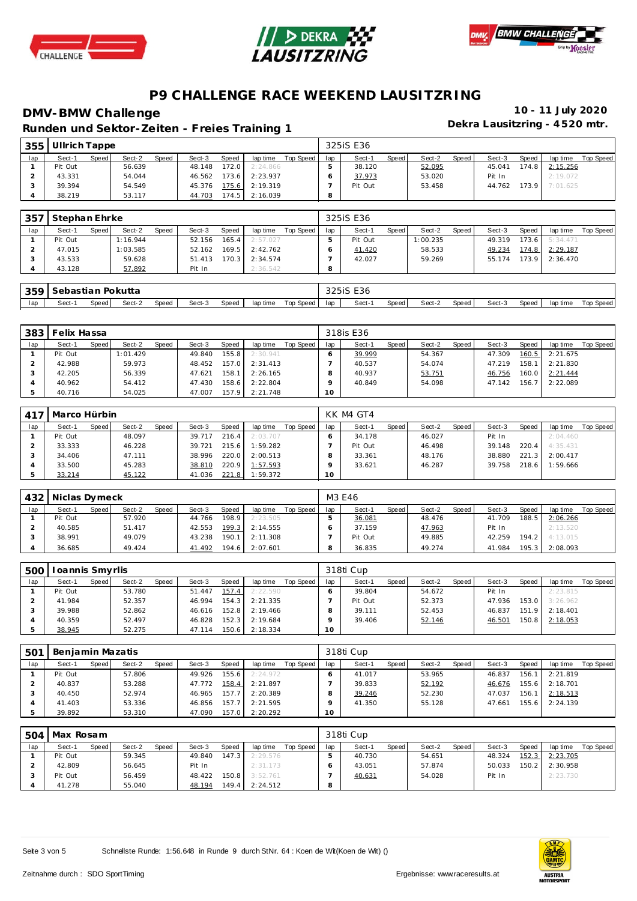# P9 CHALLENGE RACE WEEKEND LAUSITZRING

## DMV-BMW Challenge

**Runden und Sektor-Zeiten - Freies Training 1**

**10 - 11 July 2020**
**Dekra Lausitzring - 4520 mtr.**

| 355 | Ullrich Tappe | | | | | | | | | 325iS E36 | | | | | | | | |
|---|---|---|---|---|---|---|---|---|---|---|---|---|---|---|---|---|---|---|
| lap | Sect-1 | Speed | Sect-2 | Speed | Sect-3 | Speed | lap time | Top Speed | lap | Sect-1 | Speed | Sect-2 | Speed | Sect-3 | Speed | lap time | Top Speed |
| 1 | Pit Out | | 56.639 | | 48.148 | 172.0 | 2:24.866 | | 5 | 38.120 | | 52.095 | | 45.041 | 174.8 | 2:15.256 | |
| 2 | 43.331 | | 54.044 | | 46.562 | 173.6 | 2:23.937 | | 6 | 37.973 | | 53.020 | | Pit In | | 2:19.072 | |
| 3 | 39.394 | | 54.549 | | 45.376 | 175.6 | 2:19.319 | | 7 | Pit Out | | 53.458 | | 44.762 | 173.9 | 7:01.625 | |
| 4 | 38.219 | | 53.117 | | 44.703 | 174.5 | 2:16.039 | | 8 | | | | | | | | |

| 357 | Stephan Ehrke | | | | | | | | | 325iS E36 | | | | | | | | |
|---|---|---|---|---|---|---|---|---|---|---|---|---|---|---|---|---|---|---|
| lap | Sect-1 | Speed | Sect-2 | Speed | Sect-3 | Speed | lap time | Top Speed | lap | Sect-1 | Speed | Sect-2 | Speed | Sect-3 | Speed | lap time | Top Speed |
| 1 | Pit Out | | 1:16.944 | | 52.156 | 165.4 | 2:57.027 | | 5 | Pit Out | | 1:00.235 | | 49.319 | 173.6 | 5:34.471 | |
| 2 | 47.015 | | 1:03.585 | | 52.162 | 169.5 | 2:42.762 | | 6 | 41.420 | | 58.533 | | 49.234 | 174.8 | 2:29.187 | |
| 3 | 43.533 | | 59.628 | | 51.413 | 170.3 | 2:34.574 | | 7 | 42.027 | | 59.269 | | 55.174 | 173.9 | 2:36.470 | |
| 4 | 43.128 | | 57.892 | | Pit In | | 2:36.542 | | 8 | | | | | | | | |

| 359 | Sebastian Pokutta | | | | | | | | | 325iS E36 | | | | | | | | |
|---|---|---|---|---|---|---|---|---|---|---|---|---|---|---|---|---|---|---|
| lap | Sect-1 | Speed | Sect-2 | Speed | Sect-3 | Speed | lap time | Top Speed | lap | Sect-1 | Speed | Sect-2 | Speed | Sect-3 | Speed | lap time | Top Speed |

| 383 | Felix Hassa | | | | | | | | | 318is E36 | | | | | | | | |
|---|---|---|---|---|---|---|---|---|---|---|---|---|---|---|---|---|---|---|
| lap | Sect-1 | Speed | Sect-2 | Speed | Sect-3 | Speed | lap time | Top Speed | lap | Sect-1 | Speed | Sect-2 | Speed | Sect-3 | Speed | lap time | Top Speed |
| 1 | Pit Out | | 1:01.429 | | 49.840 | 155.8 | 2:30.941 | | 6 | 39.999 | | 54.367 | | 47.309 | 160.5 | 2:21.675 | |
| 2 | 42.988 | | 59.973 | | 48.452 | 157.0 | 2:31.413 | | 7 | 40.537 | | 54.074 | | 47.219 | 158.1 | 2:21.830 | |
| 3 | 42.205 | | 56.339 | | 47.621 | 158.1 | 2:26.165 | | 8 | 40.937 | | 53.751 | | 46.756 | 160.0 | 2:21.444 | |
| 4 | 40.962 | | 54.412 | | 47.430 | 158.6 | 2:22.804 | | 9 | 40.849 | | 54.098 | | 47.142 | 156.7 | 2:22.089 | |
| 5 | 40.716 | | 54.025 | | 47.007 | 157.9 | 2:21.748 | | 10 | | | | | | | | |

| 417 | Marco Hürbin | | | | | | | | | KK M4 GT4 | | | | | | | | |
|---|---|---|---|---|---|---|---|---|---|---|---|---|---|---|---|---|---|---|
| lap | Sect-1 | Speed | Sect-2 | Speed | Sect-3 | Speed | lap time | Top Speed | lap | Sect-1 | Speed | Sect-2 | Speed | Sect-3 | Speed | lap time | Top Speed |
| 1 | Pit Out | | 48.097 | | 39.717 | 216.4 | 2:03.707 | | 6 | 34.178 | | 46.027 | | Pit In | | 2:04.460 | |
| 2 | 33.333 | | 46.228 | | 39.721 | 215.6 | 1:59.282 | | 7 | Pit Out | | 46.498 | | 39.148 | 220.4 | 4:35.431 | |
| 3 | 34.406 | | 47.111 | | 38.996 | 220.0 | 2:00.513 | | 8 | 33.361 | | 48.176 | | 38.880 | 221.3 | 2:00.417 | |
| 4 | 33.500 | | 45.283 | | 38.810 | 220.9 | 1:57.593 | | 9 | 33.621 | | 46.287 | | 39.758 | 218.6 | 1:59.666 | |
| 5 | 33.214 | | 45.122 | | 41.036 | 221.8 | 1:59.372 | | 10 | | | | | | | | |

| 432 | Niclas Dymeck | | | | | | | | | M3 E46 | | | | | | | | |
|---|---|---|---|---|---|---|---|---|---|---|---|---|---|---|---|---|---|---|
| lap | Sect-1 | Speed | Sect-2 | Speed | Sect-3 | Speed | lap time | Top Speed | lap | Sect-1 | Speed | Sect-2 | Speed | Sect-3 | Speed | lap time | Top Speed |
| 1 | Pit Out | | 57.920 | | 44.766 | 198.9 | 2:23.505 | | 5 | 36.081 | | 48.476 | | 41.709 | 188.5 | 2:06.266 | |
| 2 | 40.585 | | 51.417 | | 42.553 | 199.3 | 2:14.555 | | 6 | 37.159 | | 47.963 | | Pit In | | 2:13.520 | |
| 3 | 38.991 | | 49.079 | | 43.238 | 190.1 | 2:11.308 | | 7 | Pit Out | | 49.885 | | 42.259 | 194.2 | 4:13.015 | |
| 4 | 36.685 | | 49.424 | | 41.492 | 194.6 | 2:07.601 | | 8 | 36.835 | | 49.274 | | 41.984 | 195.3 | 2:08.093 | |

| 500 | Ioannis Smyrlis | | | | | | | | | 318ti Cup | | | | | | | | |
|---|---|---|---|---|---|---|---|---|---|---|---|---|---|---|---|---|---|---|
| lap | Sect-1 | Speed | Sect-2 | Speed | Sect-3 | Speed | lap time | Top Speed | lap | Sect-1 | Speed | Sect-2 | Speed | Sect-3 | Speed | lap time | Top Speed |
| 1 | Pit Out | | 53.780 | | 51.447 | 157.4 | 2:22.590 | | 6 | 39.804 | | 54.672 | | Pit In | | 2:23.815 | |
| 2 | 41.984 | | 52.357 | | 46.994 | 154.3 | 2:21.335 | | 7 | Pit Out | | 52.373 | | 47.936 | 153.0 | 3:26.962 | |
| 3 | 39.988 | | 52.862 | | 46.616 | 152.8 | 2:19.466 | | 8 | 39.111 | | 52.453 | | 46.837 | 151.9 | 2:18.401 | |
| 4 | 40.359 | | 52.497 | | 46.828 | 152.3 | 2:19.684 | | 9 | 39.406 | | 52.146 | | 46.501 | 150.8 | 2:18.053 | |
| 5 | 38.945 | | 52.275 | | 47.114 | 150.6 | 2:18.334 | | 10 | | | | | | | | |

| 501 | Benjamin Mazatis | | | | | | | | | 318ti Cup | | | | | | | | |
|---|---|---|---|---|---|---|---|---|---|---|---|---|---|---|---|---|---|---|
| lap | Sect-1 | Speed | Sect-2 | Speed | Sect-3 | Speed | lap time | Top Speed | lap | Sect-1 | Speed | Sect-2 | Speed | Sect-3 | Speed | lap time | Top Speed |
| 1 | Pit Out | | 57.806 | | 49.926 | 155.6 | 2:24.972 | | 6 | 41.017 | | 53.965 | | 46.837 | 156.1 | 2:21.819 | |
| 2 | 40.837 | | 53.288 | | 47.772 | 158.4 | 2:21.897 | | 7 | 39.833 | | 52.192 | | 46.676 | 155.6 | 2:18.701 | |
| 3 | 40.450 | | 52.974 | | 46.965 | 157.7 | 2:20.389 | | 8 | 39.246 | | 52.230 | | 47.037 | 156.1 | 2:18.513 | |
| 4 | 41.403 | | 53.336 | | 46.856 | 157.7 | 2:21.595 | | 9 | 41.350 | | 55.128 | | 47.661 | 155.6 | 2:24.139 | |
| 5 | 39.892 | | 53.310 | | 47.090 | 157.0 | 2:20.292 | | 10 | | | | | | | | |

| 504 | Max Rosam | | | | | | | | | 318ti Cup | | | | | | | | |
|---|---|---|---|---|---|---|---|---|---|---|---|---|---|---|---|---|---|---|
| lap | Sect-1 | Speed | Sect-2 | Speed | Sect-3 | Speed | lap time | Top Speed | lap | Sect-1 | Speed | Sect-2 | Speed | Sect-3 | Speed | lap time | Top Speed |
| 1 | Pit Out | | 59.345 | | 49.840 | 147.3 | 2:29.576 | | 5 | 40.730 | | 54.651 | | 48.324 | 152.3 | 2:23.705 | |
| 2 | 42.809 | | 56.645 | | Pit In | | 2:31.173 | | 6 | 43.051 | | 57.874 | | 50.033 | 150.2 | 2:30.958 | |
| 3 | Pit Out | | 56.459 | | 48.422 | 150.8 | 3:52.761 | | 7 | 40.631 | | 54.028 | | Pit In | | 2:23.730 | |
| 4 | 41.278 | | 55.040 | | 48.194 | 149.4 | 2:24.512 | | 8 | | | | | | | | |

Schnellste Runde: 1:56.648 in Runde 9 durch StNr. 64 : Koen de Wit(Koen de Wit) ()

Zeitnahme durch : SDO SportTiming

Ergebnisse: www.raceresults.at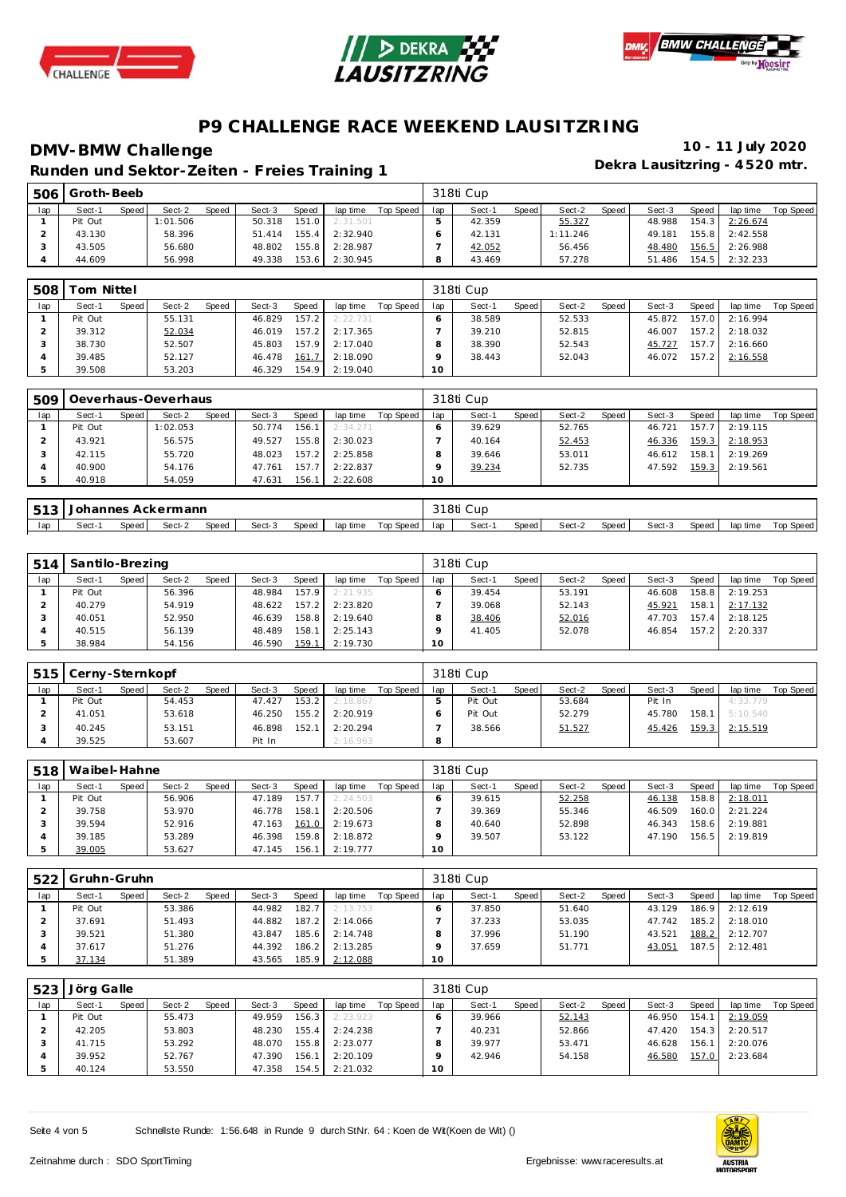# P9 CHALLENGE RACE WEEKEND LAUSITZRING

## DMV-BMW Challenge

**10 - 11 July 2020**

### Runden und Sektor-Zeiten - Freies Training 1

**Dekra Lausitzring - 4520 mtr.**

| 506 | Groth-Beeb | | | | | | | | | 318ti Cup | | | | | | | | | |
|---|---|---|---|---|---|---|---|---|---|---|---|---|---|---|---|---|---|---|---|
| lap | Sect-1 | Speed | Sect-2 | Speed | Sect-3 | Speed | lap time | Top Speed | | lap | Sect-1 | Speed | Sect-2 | Speed | Sect-3 | Speed | lap time | Top Speed |
| 1 | Pit Out | | 1:01.506 | | 50.318 | 151.0 | 2:31.501 | | | 5 | 42.359 | | 55.327 | | 48.988 | 154.3 | 2:26.674 | |
| 2 | 43.130 | | 58.396 | | 51.414 | 155.4 | 2:32.940 | | | 6 | 42.131 | | 1:11.246 | | 49.181 | 155.8 | 2:42.558 | |
| 3 | 43.505 | | 56.680 | | 48.802 | 155.8 | 2:28.987 | | | 7 | 42.052 | | 56.456 | | 48.480 | 156.5 | 2:26.988 | |
| 4 | 44.609 | | 56.998 | | 49.338 | 153.6 | 2:30.945 | | | 8 | 43.469 | | 57.278 | | 51.486 | 154.5 | 2:32.233 | |

| 508 | Tom Nittel | | | | | | | | | 318ti Cup | | | | | | | | | |
|---|---|---|---|---|---|---|---|---|---|---|---|---|---|---|---|---|---|---|---|
| lap | Sect-1 | Speed | Sect-2 | Speed | Sect-3 | Speed | lap time | Top Speed | | lap | Sect-1 | Speed | Sect-2 | Speed | Sect-3 | Speed | lap time | Top Speed |
| 1 | Pit Out | | 55.131 | | 46.829 | 157.2 | 2:22.731 | | | 6 | 38.589 | | 52.533 | | 45.872 | 157.0 | 2:16.994 | |
| 2 | 39.312 | | 52.034 | | 46.019 | 157.2 | 2:17.365 | | | 7 | 39.210 | | 52.815 | | 46.007 | 157.2 | 2:18.032 | |
| 3 | 38.730 | | 52.507 | | 45.803 | 157.9 | 2:17.040 | | | 8 | 38.390 | | 52.543 | | 45.727 | 157.7 | 2:16.660 | |
| 4 | 39.485 | | 52.127 | | 46.478 | 161.7 | 2:18.090 | | | 9 | 38.443 | | 52.043 | | 46.072 | 157.2 | 2:16.558 | |
| 5 | 39.508 | | 53.203 | | 46.329 | 154.9 | 2:19.040 | | | 10 | | | | | | | | |

| 509 | Oeverhaus-Oeverhaus | | | | | | | | | 318ti Cup | | | | | | | | | |
|---|---|---|---|---|---|---|---|---|---|---|---|---|---|---|---|---|---|---|---|
| lap | Sect-1 | Speed | Sect-2 | Speed | Sect-3 | Speed | lap time | Top Speed | | lap | Sect-1 | Speed | Sect-2 | Speed | Sect-3 | Speed | lap time | Top Speed |
| 1 | Pit Out | | 1:02.053 | | 50.774 | 156.1 | 2:34.271 | | | 6 | 39.629 | | 52.765 | | 46.721 | 157.7 | 2:19.115 | |
| 2 | 43.921 | | 56.575 | | 49.527 | 155.8 | 2:30.023 | | | 7 | 40.164 | | 52.453 | | 46.336 | 159.3 | 2:18.953 | |
| 3 | 42.115 | | 55.720 | | 48.023 | 157.2 | 2:25.858 | | | 8 | 39.646 | | 53.011 | | 46.612 | 158.1 | 2:19.269 | |
| 4 | 40.900 | | 54.176 | | 47.761 | 157.7 | 2:22.837 | | | 9 | 39.234 | | 52.735 | | 47.592 | 159.3 | 2:19.561 | |
| 5 | 40.918 | | 54.059 | | 47.631 | 156.1 | 2:22.608 | | | 10 | | | | | | | | |

| 513 | Johannes Ackermann | | | | | | | | | 318ti Cup | | | | | | | | | |
|---|---|---|---|---|---|---|---|---|---|---|---|---|---|---|---|---|---|---|---|
| lap | Sect-1 | Speed | Sect-2 | Speed | Sect-3 | Speed | lap time | Top Speed | | lap | Sect-1 | Speed | Sect-2 | Speed | Sect-3 | Speed | lap time | Top Speed |

| 514 | Santilo-Brezing | | | | | | | | | 318ti Cup | | | | | | | | | |
|---|---|---|---|---|---|---|---|---|---|---|---|---|---|---|---|---|---|---|---|
| lap | Sect-1 | Speed | Sect-2 | Speed | Sect-3 | Speed | lap time | Top Speed | | lap | Sect-1 | Speed | Sect-2 | Speed | Sect-3 | Speed | lap time | Top Speed |
| 1 | Pit Out | | 56.396 | | 48.984 | 157.9 | 2:21.935 | | | 6 | 39.454 | | 53.191 | | 46.608 | 158.8 | 2:19.253 | |
| 2 | 40.279 | | 54.919 | | 48.622 | 157.2 | 2:23.820 | | | 7 | 39.068 | | 52.143 | | 45.921 | 158.1 | 2:17.132 | |
| 3 | 40.051 | | 52.950 | | 46.639 | 158.8 | 2:19.640 | | | 8 | 38.406 | | 52.016 | | 47.703 | 157.4 | 2:18.125 | |
| 4 | 40.515 | | 56.139 | | 48.489 | 158.1 | 2:25.143 | | | 9 | 41.405 | | 52.078 | | 46.854 | 157.2 | 2:20.337 | |
| 5 | 38.984 | | 54.156 | | 46.590 | 159.1 | 2:19.730 | | | 10 | | | | | | | | |

| 515 | Cerny-Sternkopf | | | | | | | | | 318ti Cup | | | | | | | | | |
|---|---|---|---|---|---|---|---|---|---|---|---|---|---|---|---|---|---|---|---|
| lap | Sect-1 | Speed | Sect-2 | Speed | Sect-3 | Speed | lap time | Top Speed | | lap | Sect-1 | Speed | Sect-2 | Speed | Sect-3 | Speed | lap time | Top Speed |
| 1 | Pit Out | | 54.453 | | 47.427 | 153.2 | 2:18.867 | | | 5 | Pit Out | | 53.684 | | Pit In | | 4:33.779 | |
| 2 | 41.051 | | 53.618 | | 46.250 | 155.2 | 2:20.919 | | | 6 | Pit Out | | 52.279 | | 45.780 | 158.1 | 5:10.540 | |
| 3 | 40.245 | | 53.151 | | 46.898 | 152.1 | 2:20.294 | | | 7 | 38.566 | | 51.527 | | 45.426 | 159.3 | 2:15.519 | |
| 4 | 39.525 | | 53.607 | | Pit In | | 2:16.963 | | | 8 | | | | | | | | |

| 518 | Waibel-Hahne | | | | | | | | | 318ti Cup | | | | | | | | | |
|---|---|---|---|---|---|---|---|---|---|---|---|---|---|---|---|---|---|---|---|
| lap | Sect-1 | Speed | Sect-2 | Speed | Sect-3 | Speed | lap time | Top Speed | | lap | Sect-1 | Speed | Sect-2 | Speed | Sect-3 | Speed | lap time | Top Speed |
| 1 | Pit Out | | 56.906 | | 47.189 | 157.7 | 2:24.503 | | | 6 | 39.615 | | 52.258 | | 46.138 | 158.8 | 2:18.011 | |
| 2 | 39.758 | | 53.970 | | 46.778 | 158.1 | 2:20.506 | | | 7 | 39.369 | | 55.346 | | 46.509 | 160.0 | 2:21.224 | |
| 3 | 39.594 | | 52.916 | | 47.163 | 161.0 | 2:19.673 | | | 8 | 40.640 | | 52.898 | | 46.343 | 158.6 | 2:19.881 | |
| 4 | 39.185 | | 53.289 | | 46.398 | 159.8 | 2:18.872 | | | 9 | 39.507 | | 53.122 | | 47.190 | 156.5 | 2:19.819 | |
| 5 | 39.005 | | 53.627 | | 47.145 | 156.1 | 2:19.777 | | | 10 | | | | | | | | |

| 522 | Gruhn-Gruhn | | | | | | | | | 318ti Cup | | | | | | | | | |
|---|---|---|---|---|---|---|---|---|---|---|---|---|---|---|---|---|---|---|---|
| lap | Sect-1 | Speed | Sect-2 | Speed | Sect-3 | Speed | lap time | Top Speed | | lap | Sect-1 | Speed | Sect-2 | Speed | Sect-3 | Speed | lap time | Top Speed |
| 1 | Pit Out | | 53.386 | | 44.982 | 182.7 | 2:13.753 | | | 6 | 37.850 | | 51.640 | | 43.129 | 186.9 | 2:12.619 | |
| 2 | 37.691 | | 51.493 | | 44.882 | 187.2 | 2:14.066 | | | 7 | 37.233 | | 53.035 | | 47.742 | 185.2 | 2:18.010 | |
| 3 | 39.521 | | 51.380 | | 43.847 | 185.6 | 2:14.748 | | | 8 | 37.996 | | 51.190 | | 43.521 | 188.2 | 2:12.707 | |
| 4 | 37.617 | | 51.276 | | 44.392 | 186.2 | 2:13.285 | | | 9 | 37.659 | | 51.771 | | 43.051 | 187.5 | 2:12.481 | |
| 5 | 37.134 | | 51.389 | | 43.565 | 185.9 | 2:12.088 | | | 10 | | | | | | | | |

| 523 | Jörg Galle | | | | | | | | | 318ti Cup | | | | | | | | | |
|---|---|---|---|---|---|---|---|---|---|---|---|---|---|---|---|---|---|---|---|
| lap | Sect-1 | Speed | Sect-2 | Speed | Sect-3 | Speed | lap time | Top Speed | | lap | Sect-1 | Speed | Sect-2 | Speed | Sect-3 | Speed | lap time | Top Speed |
| 1 | Pit Out | | 55.473 | | 49.959 | 156.3 | 2:23.923 | | | 6 | 39.966 | | 52.143 | | 46.950 | 154.1 | 2:19.059 | |
| 2 | 42.205 | | 53.803 | | 48.230 | 155.4 | 2:24.238 | | | 7 | 40.231 | | 52.866 | | 47.420 | 154.3 | 2:20.517 | |
| 3 | 41.715 | | 53.292 | | 48.070 | 155.8 | 2:23.077 | | | 8 | 39.977 | | 53.471 | | 46.628 | 156.1 | 2:20.076 | |
| 4 | 39.952 | | 52.767 | | 47.390 | 156.1 | 2:20.109 | | | 9 | 42.946 | | 54.158 | | 46.580 | 157.0 | 2:23.684 | |
| 5 | 40.124 | | 53.550 | | 47.358 | 154.5 | 2:21.032 | | | 10 | | | | | | | | |

Schnellste Runde: 1:56.648 in Runde 9 durch StNr. 64 : Koen de Wit(Koen de Wit) ()

Zeitnahme durch : SDO SportTiming

Ergebnisse: www.raceresults.at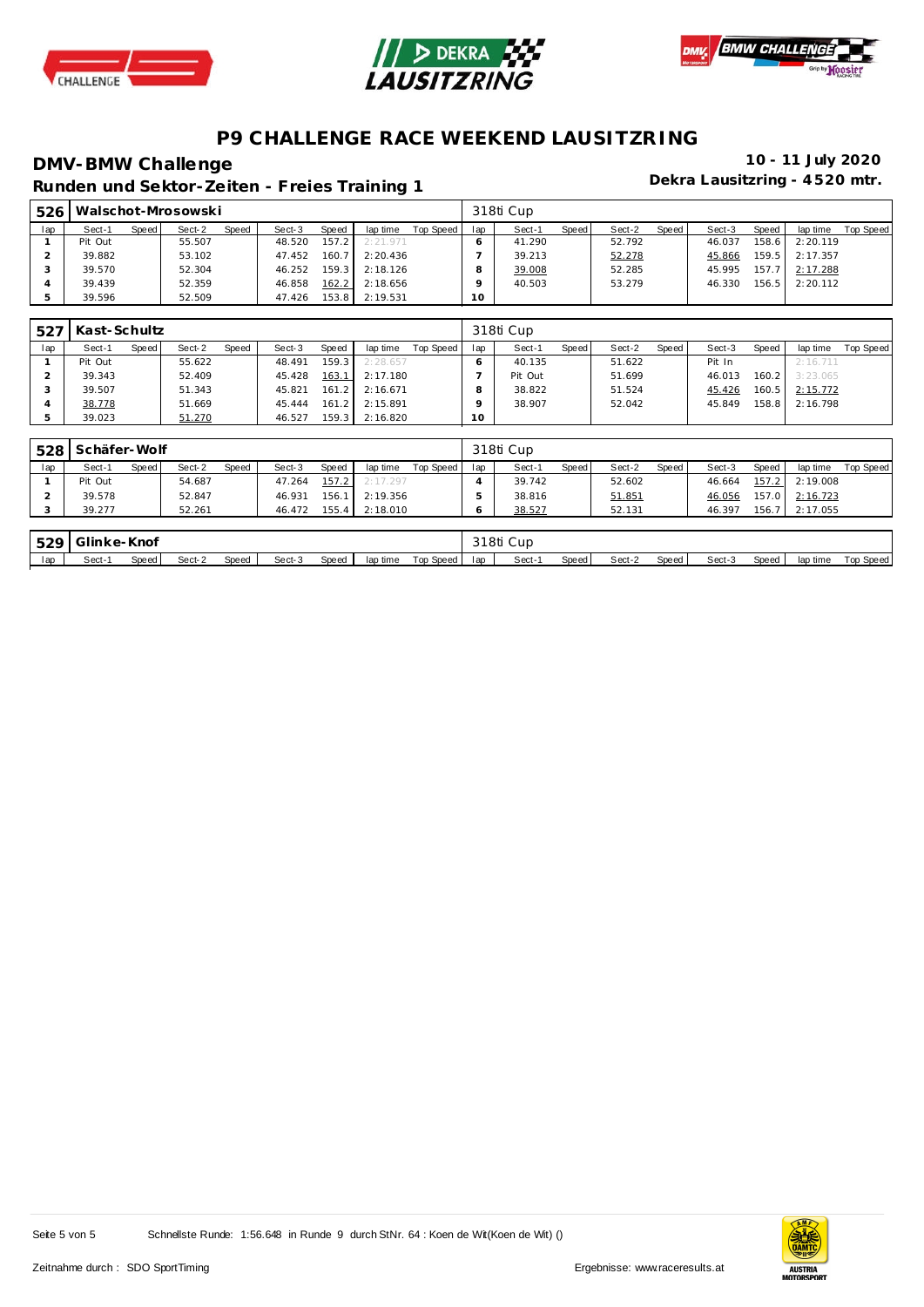# P9 CHALLENGE RACE WEEKEND LAUSITZRING

## DMV-BMW Challenge

**10 - 11 July 2020**

### Runden und Sektor-Zeiten - Freies Training 1

**Dekra Lausitzring - 4520 mtr.**

| 526 | Walschot-Mrosowski | | | | | | | | 318ti Cup | | | | | | | | |
|---|---|---|---|---|---|---|---|---|---|---|---|---|---|---|---|---|---|
| lap | Sect-1 | Speed | Sect-2 | Speed | Sect-3 | Speed | lap time | Top Speed | lap | Sect-1 | Speed | Sect-2 | Speed | Sect-3 | Speed | lap time | Top Speed |
| 1 | Pit Out | | 55.507 | | 48.520 | 157.2 | 2:21.971 | | 6 | 41.290 | | 52.792 | | 46.037 | 158.6 | 2:20.119 | |
| 2 | 39.882 | | 53.102 | | 47.452 | 160.7 | 2:20.436 | | 7 | 39.213 | | 52.278 | | 45.866 | 159.5 | 2:17.357 | |
| 3 | 39.570 | | 52.304 | | 46.252 | 159.3 | 2:18.126 | | 8 | 39.008 | | 52.285 | | 45.995 | 157.7 | 2:17.288 | |
| 4 | 39.439 | | 52.359 | | 46.858 | 162.2 | 2:18.656 | | 9 | 40.503 | | 53.279 | | 46.330 | 156.5 | 2:20.112 | |
| 5 | 39.596 | | 52.509 | | 47.426 | 153.8 | 2:19.531 | | 10 | | | | | | | | |

| 527 | Kast-Schultz | | | | | | | | 318ti Cup | | | | | | | | |
|---|---|---|---|---|---|---|---|---|---|---|---|---|---|---|---|---|---|
| lap | Sect-1 | Speed | Sect-2 | Speed | Sect-3 | Speed | lap time | Top Speed | lap | Sect-1 | Speed | Sect-2 | Speed | Sect-3 | Speed | lap time | Top Speed |
| 1 | Pit Out | | 55.622 | | 48.491 | 159.3 | 2:28.657 | | 6 | 40.135 | | 51.622 | | Pit In | | 2:16.711 | |
| 2 | 39.343 | | 52.409 | | 45.428 | 163.1 | 2:17.180 | | 7 | Pit Out | | 51.699 | | 46.013 | 160.2 | 3:23.065 | |
| 3 | 39.507 | | 51.343 | | 45.821 | 161.2 | 2:16.671 | | 8 | 38.822 | | 51.524 | | 45.426 | 160.5 | 2:15.772 | |
| 4 | 38.778 | | 51.669 | | 45.444 | 161.2 | 2:15.891 | | 9 | 38.907 | | 52.042 | | 45.849 | 158.8 | 2:16.798 | |
| 5 | 39.023 | | 51.270 | | 46.527 | 159.3 | 2:16.820 | | 10 | | | | | | | | |

| 528 | Schäfer-Wolf | | | | | | | | 318ti Cup | | | | | | | | |
|---|---|---|---|---|---|---|---|---|---|---|---|---|---|---|---|---|---|
| lap | Sect-1 | Speed | Sect-2 | Speed | Sect-3 | Speed | lap time | Top Speed | lap | Sect-1 | Speed | Sect-2 | Speed | Sect-3 | Speed | lap time | Top Speed |
| 1 | Pit Out | | 54.687 | | 47.264 | 157.2 | 2:17.297 | | 4 | 39.742 | | 52.602 | | 46.664 | 157.2 | 2:19.008 | |
| 2 | 39.578 | | 52.847 | | 46.931 | 156.1 | 2:19.356 | | 5 | 38.816 | | 51.851 | | 46.056 | 157.0 | 2:16.723 | |
| 3 | 39.277 | | 52.261 | | 46.472 | 155.4 | 2:18.010 | | 6 | 38.527 | | 52.131 | | 46.397 | 156.7 | 2:17.055 | |

| 529 | Glinke-Knof | | | | | | | | 318ti Cup | | | | | | | | |
|---|---|---|---|---|---|---|---|---|---|---|---|---|---|---|---|---|---|
| lap | Sect-1 | Speed | Sect-2 | Speed | Sect-3 | Speed | lap time | Top Speed | lap | Sect-1 | Speed | Sect-2 | Speed | Sect-3 | Speed | lap time | Top Speed |

Schnellste Runde: 1:56.648 in Runde 9 durch StNr. 64 : Koen de Wit(Koen de Wit) ()

Zeitnahme durch : SDO SportTiming

Ergebnisse: www.raceresults.at